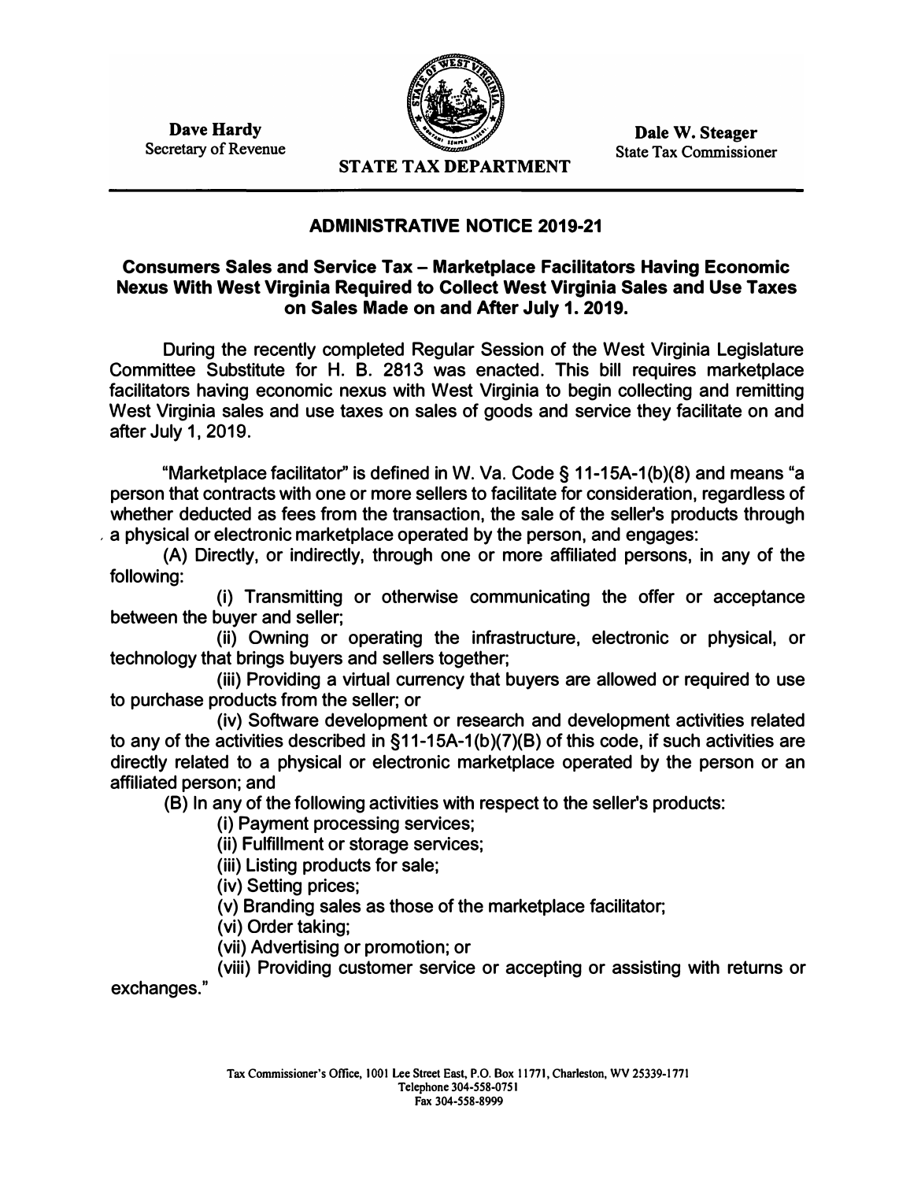**Dave Hardy**
Secretary of Revenue

**STATE TAX DEPARTMENT**

**Dale W. Steager**
State Tax Commissioner

## ADMINISTRATIVE NOTICE 2019-21

### Consumers Sales and Service Tax – Marketplace Facilitators Having Economic Nexus With West Virginia Required to Collect West Virginia Sales and Use Taxes on Sales Made on and After July 1. 2019.

During the recently completed Regular Session of the West Virginia Legislature Committee Substitute for H. B. 2813 was enacted. This bill requires marketplace facilitators having economic nexus with West Virginia to begin collecting and remitting West Virginia sales and use taxes on sales of goods and service they facilitate on and after July 1, 2019.

"Marketplace facilitator" is defined in W. Va. Code § 11-15A-1(b)(8) and means "a person that contracts with one or more sellers to facilitate for consideration, regardless of whether deducted as fees from the transaction, the sale of the seller's products through a physical or electronic marketplace operated by the person, and engages:

(A) Directly, or indirectly, through one or more affiliated persons, in any of the following:

(i) Transmitting or otherwise communicating the offer or acceptance between the buyer and seller;

(ii) Owning or operating the infrastructure, electronic or physical, or technology that brings buyers and sellers together;

(iii) Providing a virtual currency that buyers are allowed or required to use to purchase products from the seller; or

(iv) Software development or research and development activities related to any of the activities described in §11-15A-1(b)(7)(B) of this code, if such activities are directly related to a physical or electronic marketplace operated by the person or an affiliated person; and

(B) In any of the following activities with respect to the seller's products:

(i) Payment processing services;

(ii) Fulfillment or storage services;

(iii) Listing products for sale;

(iv) Setting prices;

(v) Branding sales as those of the marketplace facilitator;

(vi) Order taking;

(vii) Advertising or promotion; or

(viii) Providing customer service or accepting or assisting with returns or exchanges."

Tax Commissioner's Office, 1001 Lee Street East, P.O. Box 11771, Charleston, WV 25339-1771
Telephone 304-558-0751
Fax 304-558-8999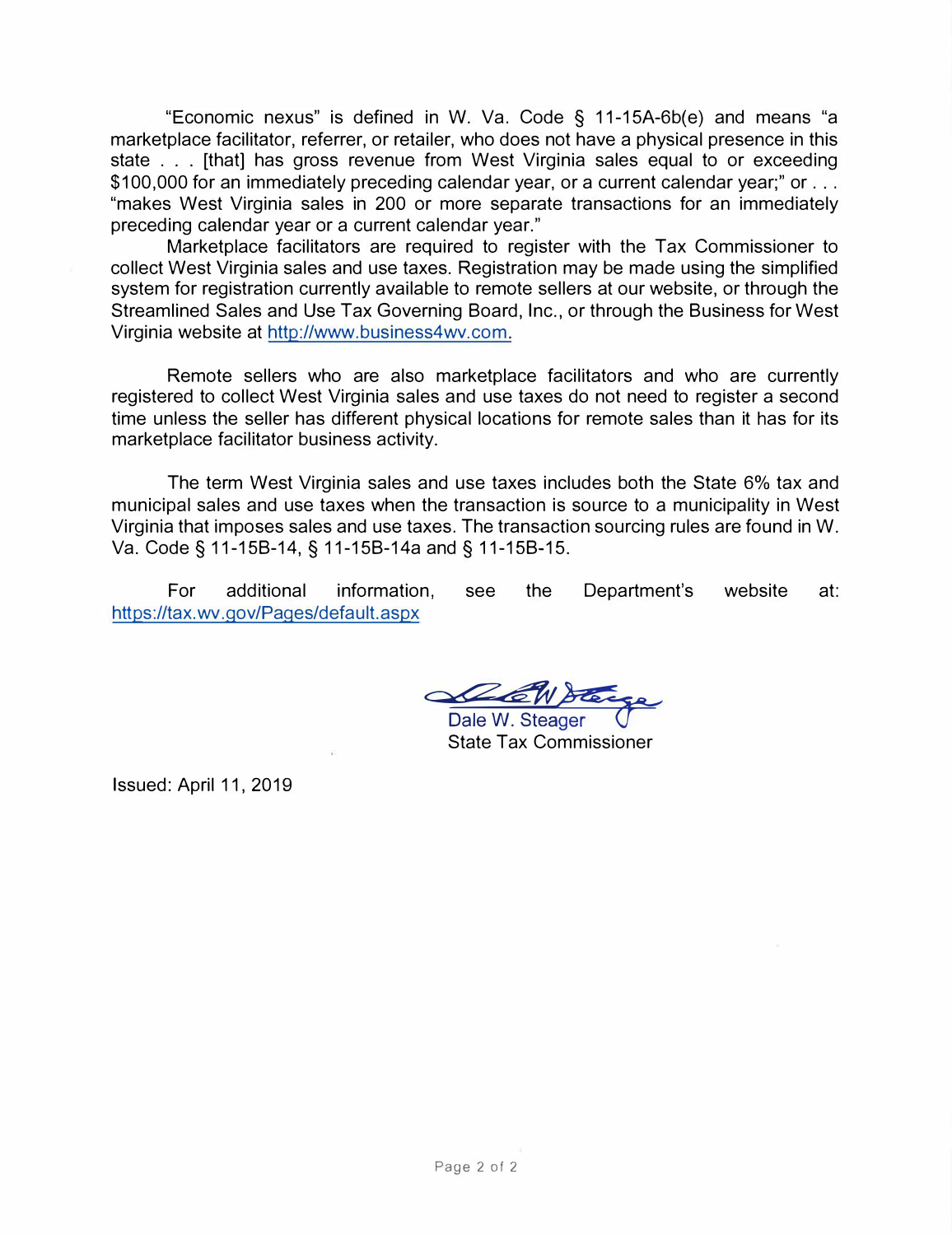"Economic nexus" is defined in W. Va. Code § 11-15A-6b(e) and means "a marketplace facilitator, referrer, or retailer, who does not have a physical presence in this state . . . [that] has gross revenue from West Virginia sales equal to or exceeding $100,000 for an immediately preceding calendar year, or a current calendar year;" or . . . "makes West Virginia sales in 200 or more separate transactions for an immediately preceding calendar year or a current calendar year."

Marketplace facilitators are required to register with the Tax Commissioner to collect West Virginia sales and use taxes. Registration may be made using the simplified system for registration currently available to remote sellers at our website, or through the Streamlined Sales and Use Tax Governing Board, Inc., or through the Business for West Virginia website at http://www.business4wv.com.

Remote sellers who are also marketplace facilitators and who are currently registered to collect West Virginia sales and use taxes do not need to register a second time unless the seller has different physical locations for remote sales than it has for its marketplace facilitator business activity.

The term West Virginia sales and use taxes includes both the State 6% tax and municipal sales and use taxes when the transaction is source to a municipality in West Virginia that imposes sales and use taxes. The transaction sourcing rules are found in W. Va. Code § 11-15B-14, § 11-15B-14a and § 11-15B-15.

For additional information, see the Department's website at: https://tax.wv.gov/Pages/default.aspx

Dale W. Steager
State Tax Commissioner

Issued: April 11, 2019